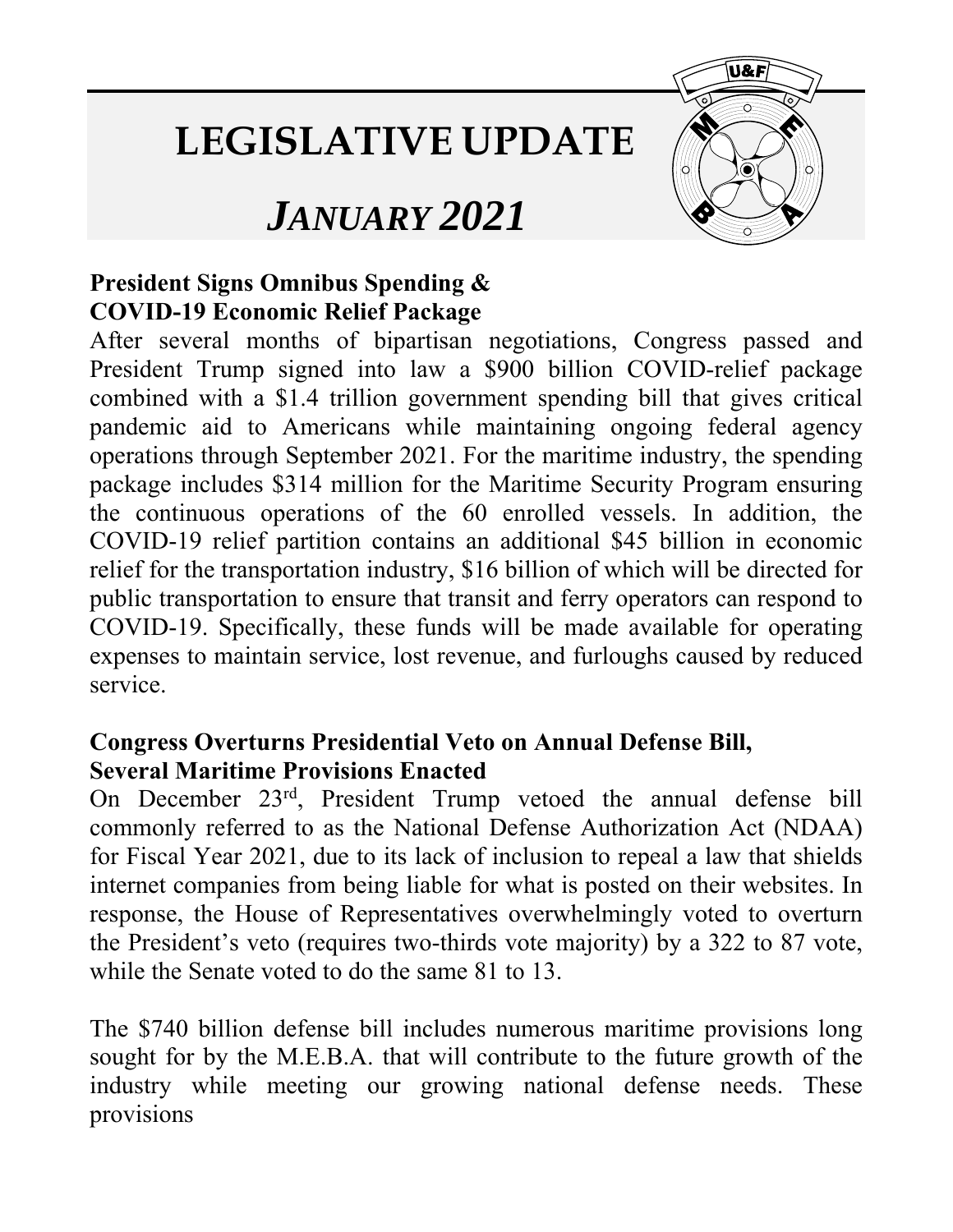# LEGISLATIVE UPDATE

## *JANUARY 2021*

**President Signs Omnibus Spending & COVID-19 Economic Relief Package**

After several months of bipartisan negotiations, Congress passed and President Trump signed into law a $900 billion COVID-relief package combined with a $1.4 trillion government spending bill that gives critical pandemic aid to Americans while maintaining ongoing federal agency operations through September 2021. For the maritime industry, the spending package includes $314 million for the Maritime Security Program ensuring the continuous operations of the 60 enrolled vessels. In addition, the COVID-19 relief partition contains an additional $45 billion in economic relief for the transportation industry, $16 billion of which will be directed for public transportation to ensure that transit and ferry operators can respond to COVID-19. Specifically, these funds will be made available for operating expenses to maintain service, lost revenue, and furloughs caused by reduced service.

**Congress Overturns Presidential Veto on Annual Defense Bill, Several Maritime Provisions Enacted**

On December 23rd, President Trump vetoed the annual defense bill commonly referred to as the National Defense Authorization Act (NDAA) for Fiscal Year 2021, due to its lack of inclusion to repeal a law that shields internet companies from being liable for what is posted on their websites. In response, the House of Representatives overwhelmingly voted to overturn the President's veto (requires two-thirds vote majority) by a 322 to 87 vote, while the Senate voted to do the same 81 to 13.

The $740 billion defense bill includes numerous maritime provisions long sought for by the M.E.B.A. that will contribute to the future growth of the industry while meeting our growing national defense needs. These provisions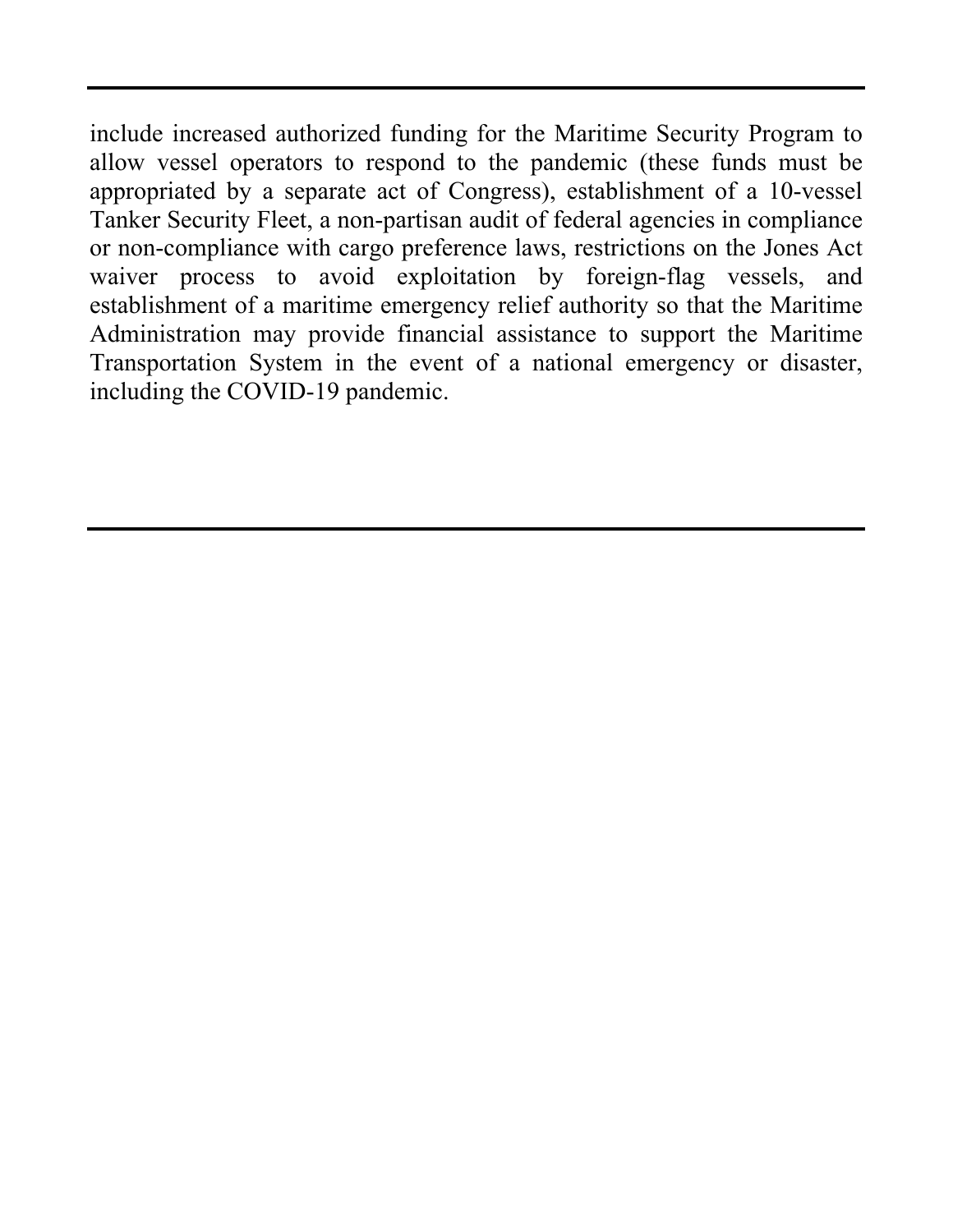include increased authorized funding for the Maritime Security Program to allow vessel operators to respond to the pandemic (these funds must be appropriated by a separate act of Congress), establishment of a 10-vessel Tanker Security Fleet, a non-partisan audit of federal agencies in compliance or non-compliance with cargo preference laws, restrictions on the Jones Act waiver process to avoid exploitation by foreign-flag vessels, and establishment of a maritime emergency relief authority so that the Maritime Administration may provide financial assistance to support the Maritime Transportation System in the event of a national emergency or disaster, including the COVID-19 pandemic.